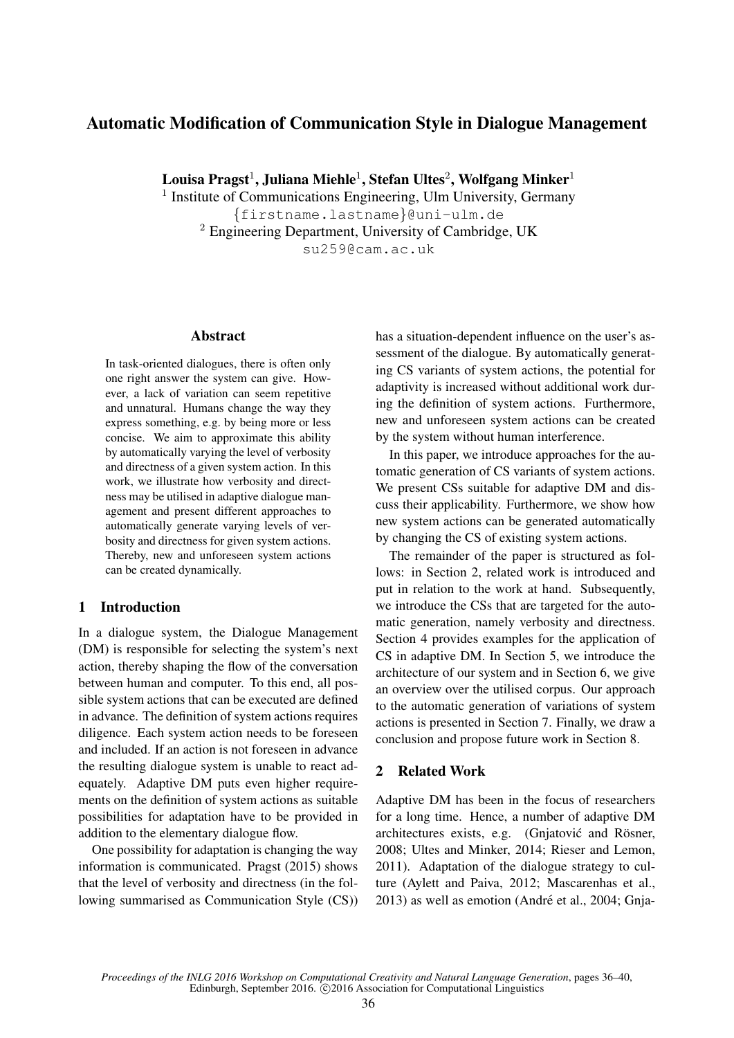# Automatic Modification of Communication Style in Dialogue Management

**Louisa Pragst[1], Juliana Miehle[1], Stefan Ultes[2], Wolfgang Minker[1]**

[1] Institute of Communications Engineering, Ulm University, Germany
{firstname.lastname}@uni-ulm.de
[2] Engineering Department, University of Cambridge, UK
su259@cam.ac.uk

## Abstract

In task-oriented dialogues, there is often only one right answer the system can give. However, a lack of variation can seem repetitive and unnatural. Humans change the way they express something, e.g. by being more or less concise. We aim to approximate this ability by automatically varying the level of verbosity and directness of a given system action. In this work, we illustrate how verbosity and directness may be utilised in adaptive dialogue management and present different approaches to automatically generate varying levels of verbosity and directness for given system actions. Thereby, new and unforeseen system actions can be created dynamically.

## 1 Introduction

In a dialogue system, the Dialogue Management (DM) is responsible for selecting the system's next action, thereby shaping the flow of the conversation between human and computer. To this end, all possible system actions that can be executed are defined in advance. The definition of system actions requires diligence. Each system action needs to be foreseen and included. If an action is not foreseen in advance the resulting dialogue system is unable to react adequately. Adaptive DM puts even higher requirements on the definition of system actions as suitable possibilities for adaptation have to be provided in addition to the elementary dialogue flow.

One possibility for adaptation is changing the way information is communicated. Pragst (2015) shows that the level of verbosity and directness (in the following summarised as Communication Style (CS)) has a situation-dependent influence on the user's assessment of the dialogue. By automatically generating CS variants of system actions, the potential for adaptivity is increased without additional work during the definition of system actions. Furthermore, new and unforeseen system actions can be created by the system without human interference.

In this paper, we introduce approaches for the automatic generation of CS variants of system actions. We present CSs suitable for adaptive DM and discuss their applicability. Furthermore, we show how new system actions can be generated automatically by changing the CS of existing system actions.

The remainder of the paper is structured as follows: in Section 2, related work is introduced and put in relation to the work at hand. Subsequently, we introduce the CSs that are targeted for the automatic generation, namely verbosity and directness. Section 4 provides examples for the application of CS in adaptive DM. In Section 5, we introduce the architecture of our system and in Section 6, we give an overview over the utilised corpus. Our approach to the automatic generation of variations of system actions is presented in Section 7. Finally, we draw a conclusion and propose future work in Section 8.

## 2 Related Work

Adaptive DM has been in the focus of researchers for a long time. Hence, a number of adaptive DM architectures exists, e.g. (Gnjatović and Rösner, 2008; Ultes and Minker, 2014; Rieser and Lemon, 2011). Adaptation of the dialogue strategy to culture (Aylett and Paiva, 2012; Mascarenhas et al., 2013) as well as emotion (André et al., 2004; Gnja-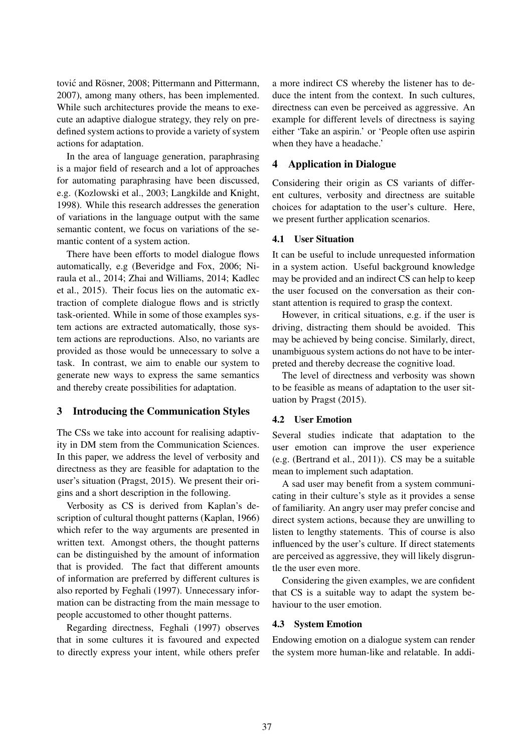tović and Rösner, 2008; Pittermann and Pittermann, 2007), among many others, has been implemented. While such architectures provide the means to execute an adaptive dialogue strategy, they rely on predefined system actions to provide a variety of system actions for adaptation.

In the area of language generation, paraphrasing is a major field of research and a lot of approaches for automating paraphrasing have been discussed, e.g. (Kozlowski et al., 2003; Langkilde and Knight, 1998). While this research addresses the generation of variations in the language output with the same semantic content, we focus on variations of the semantic content of a system action.

There have been efforts to model dialogue flows automatically, e.g (Beveridge and Fox, 2006; Niraula et al., 2014; Zhai and Williams, 2014; Kadlec et al., 2015). Their focus lies on the automatic extraction of complete dialogue flows and is strictly task-oriented. While in some of those examples system actions are extracted automatically, those system actions are reproductions. Also, no variants are provided as those would be unnecessary to solve a task. In contrast, we aim to enable our system to generate new ways to express the same semantics and thereby create possibilities for adaptation.

## 3 Introducing the Communication Styles

The CSs we take into account for realising adaptivity in DM stem from the Communication Sciences. In this paper, we address the level of verbosity and directness as they are feasible for adaptation to the user's situation (Pragst, 2015). We present their origins and a short description in the following.

Verbosity as CS is derived from Kaplan's description of cultural thought patterns (Kaplan, 1966) which refer to the way arguments are presented in written text. Amongst others, the thought patterns can be distinguished by the amount of information that is provided. The fact that different amounts of information are preferred by different cultures is also reported by Feghali (1997). Unnecessary information can be distracting from the main message to people accustomed to other thought patterns.

Regarding directness, Feghali (1997) observes that in some cultures it is favoured and expected to directly express your intent, while others prefer a more indirect CS whereby the listener has to deduce the intent from the context. In such cultures, directness can even be perceived as aggressive. An example for different levels of directness is saying either 'Take an aspirin.' or 'People often use aspirin when they have a headache.'

## 4 Application in Dialogue

Considering their origin as CS variants of different cultures, verbosity and directness are suitable choices for adaptation to the user's culture. Here, we present further application scenarios.

### 4.1 User Situation

It can be useful to include unrequested information in a system action. Useful background knowledge may be provided and an indirect CS can help to keep the user focused on the conversation as their constant attention is required to grasp the context.

However, in critical situations, e.g. if the user is driving, distracting them should be avoided. This may be achieved by being concise. Similarly, direct, unambiguous system actions do not have to be interpreted and thereby decrease the cognitive load.

The level of directness and verbosity was shown to be feasible as means of adaptation to the user situation by Pragst (2015).

### 4.2 User Emotion

Several studies indicate that adaptation to the user emotion can improve the user experience (e.g. (Bertrand et al., 2011)). CS may be a suitable mean to implement such adaptation.

A sad user may benefit from a system communicating in their culture's style as it provides a sense of familiarity. An angry user may prefer concise and direct system actions, because they are unwilling to listen to lengthy statements. This of course is also influenced by the user's culture. If direct statements are perceived as aggressive, they will likely disgruntle the user even more.

Considering the given examples, we are confident that CS is a suitable way to adapt the system behaviour to the user emotion.

### 4.3 System Emotion

Endowing emotion on a dialogue system can render the system more human-like and relatable. In addi-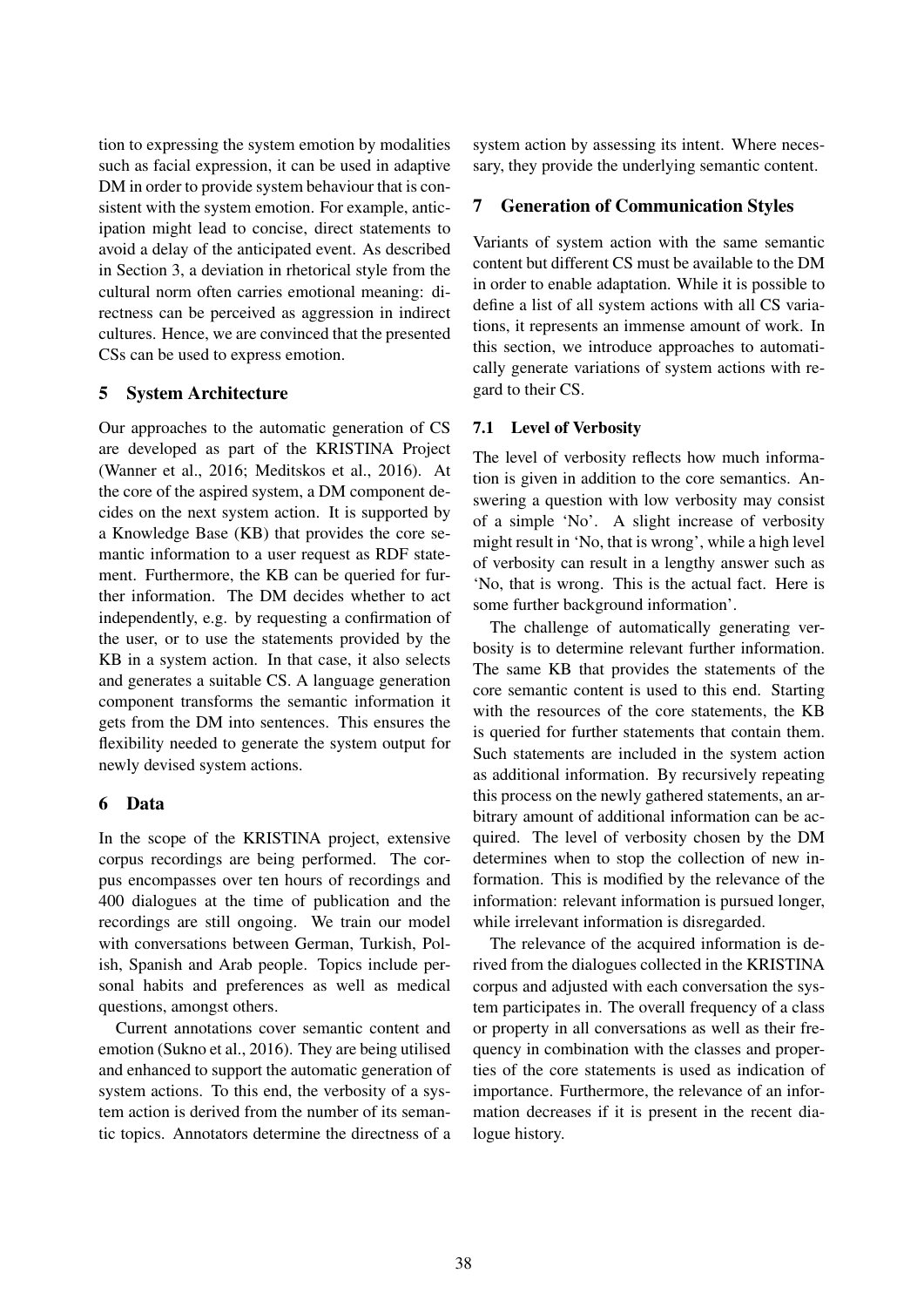tion to expressing the system emotion by modalities such as facial expression, it can be used in adaptive DM in order to provide system behaviour that is consistent with the system emotion. For example, anticipation might lead to concise, direct statements to avoid a delay of the anticipated event. As described in Section 3, a deviation in rhetorical style from the cultural norm often carries emotional meaning: directness can be perceived as aggression in indirect cultures. Hence, we are convinced that the presented CSs can be used to express emotion.

## 5 System Architecture

Our approaches to the automatic generation of CS are developed as part of the KRISTINA Project (Wanner et al., 2016; Meditskos et al., 2016). At the core of the aspired system, a DM component decides on the next system action. It is supported by a Knowledge Base (KB) that provides the core semantic information to a user request as RDF statement. Furthermore, the KB can be queried for further information. The DM decides whether to act independently, e.g. by requesting a confirmation of the user, or to use the statements provided by the KB in a system action. In that case, it also selects and generates a suitable CS. A language generation component transforms the semantic information it gets from the DM into sentences. This ensures the flexibility needed to generate the system output for newly devised system actions.

## 6 Data

In the scope of the KRISTINA project, extensive corpus recordings are being performed. The corpus encompasses over ten hours of recordings and 400 dialogues at the time of publication and the recordings are still ongoing. We train our model with conversations between German, Turkish, Polish, Spanish and Arab people. Topics include personal habits and preferences as well as medical questions, amongst others.

Current annotations cover semantic content and emotion (Sukno et al., 2016). They are being utilised and enhanced to support the automatic generation of system actions. To this end, the verbosity of a system action is derived from the number of its semantic topics. Annotators determine the directness of a system action by assessing its intent. Where necessary, they provide the underlying semantic content.

## 7 Generation of Communication Styles

Variants of system action with the same semantic content but different CS must be available to the DM in order to enable adaptation. While it is possible to define a list of all system actions with all CS variations, it represents an immense amount of work. In this section, we introduce approaches to automatically generate variations of system actions with regard to their CS.

### 7.1 Level of Verbosity

The level of verbosity reflects how much information is given in addition to the core semantics. Answering a question with low verbosity may consist of a simple 'No'. A slight increase of verbosity might result in 'No, that is wrong', while a high level of verbosity can result in a lengthy answer such as 'No, that is wrong. This is the actual fact. Here is some further background information'.

The challenge of automatically generating verbosity is to determine relevant further information. The same KB that provides the statements of the core semantic content is used to this end. Starting with the resources of the core statements, the KB is queried for further statements that contain them. Such statements are included in the system action as additional information. By recursively repeating this process on the newly gathered statements, an arbitrary amount of additional information can be acquired. The level of verbosity chosen by the DM determines when to stop the collection of new information. This is modified by the relevance of the information: relevant information is pursued longer, while irrelevant information is disregarded.

The relevance of the acquired information is derived from the dialogues collected in the KRISTINA corpus and adjusted with each conversation the system participates in. The overall frequency of a class or property in all conversations as well as their frequency in combination with the classes and properties of the core statements is used as indication of importance. Furthermore, the relevance of an information decreases if it is present in the recent dialogue history.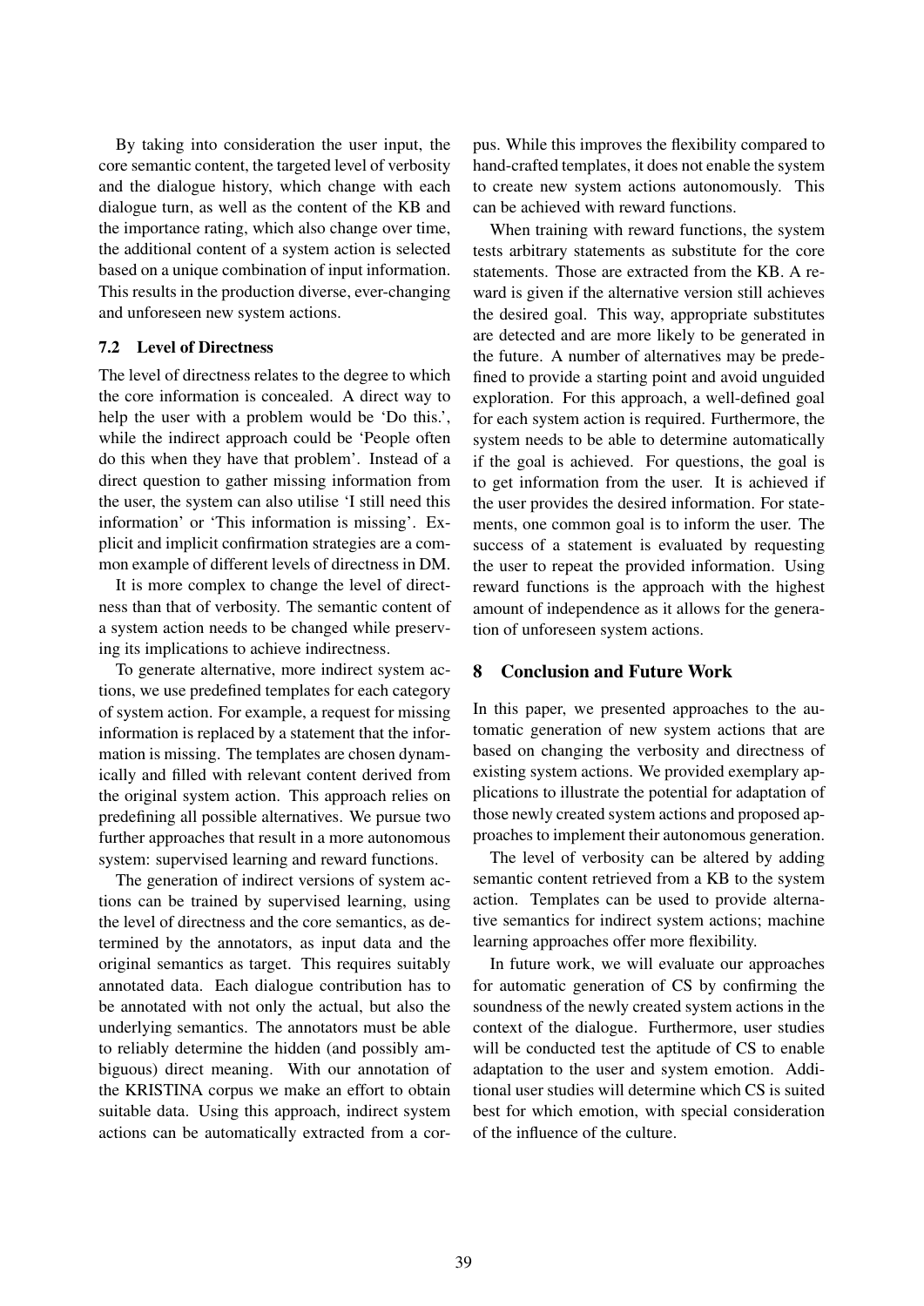By taking into consideration the user input, the core semantic content, the targeted level of verbosity and the dialogue history, which change with each dialogue turn, as well as the content of the KB and the importance rating, which also change over time, the additional content of a system action is selected based on a unique combination of input information. This results in the production diverse, ever-changing and unforeseen new system actions.

### 7.2 Level of Directness

The level of directness relates to the degree to which the core information is concealed. A direct way to help the user with a problem would be 'Do this.', while the indirect approach could be 'People often do this when they have that problem'. Instead of a direct question to gather missing information from the user, the system can also utilise 'I still need this information' or 'This information is missing'. Explicit and implicit confirmation strategies are a common example of different levels of directness in DM.

It is more complex to change the level of directness than that of verbosity. The semantic content of a system action needs to be changed while preserving its implications to achieve indirectness.

To generate alternative, more indirect system actions, we use predefined templates for each category of system action. For example, a request for missing information is replaced by a statement that the information is missing. The templates are chosen dynamically and filled with relevant content derived from the original system action. This approach relies on predefining all possible alternatives. We pursue two further approaches that result in a more autonomous system: supervised learning and reward functions.

The generation of indirect versions of system actions can be trained by supervised learning, using the level of directness and the core semantics, as determined by the annotators, as input data and the original semantics as target. This requires suitably annotated data. Each dialogue contribution has to be annotated with not only the actual, but also the underlying semantics. The annotators must be able to reliably determine the hidden (and possibly ambiguous) direct meaning. With our annotation of the KRISTINA corpus we make an effort to obtain suitable data. Using this approach, indirect system actions can be automatically extracted from a corpus. While this improves the flexibility compared to hand-crafted templates, it does not enable the system to create new system actions autonomously. This can be achieved with reward functions.

When training with reward functions, the system tests arbitrary statements as substitute for the core statements. Those are extracted from the KB. A reward is given if the alternative version still achieves the desired goal. This way, appropriate substitutes are detected and are more likely to be generated in the future. A number of alternatives may be predefined to provide a starting point and avoid unguided exploration. For this approach, a well-defined goal for each system action is required. Furthermore, the system needs to be able to determine automatically if the goal is achieved. For questions, the goal is to get information from the user. It is achieved if the user provides the desired information. For statements, one common goal is to inform the user. The success of a statement is evaluated by requesting the user to repeat the provided information. Using reward functions is the approach with the highest amount of independence as it allows for the generation of unforeseen system actions.

## 8 Conclusion and Future Work

In this paper, we presented approaches to the automatic generation of new system actions that are based on changing the verbosity and directness of existing system actions. We provided exemplary applications to illustrate the potential for adaptation of those newly created system actions and proposed approaches to implement their autonomous generation.

The level of verbosity can be altered by adding semantic content retrieved from a KB to the system action. Templates can be used to provide alternative semantics for indirect system actions; machine learning approaches offer more flexibility.

In future work, we will evaluate our approaches for automatic generation of CS by confirming the soundness of the newly created system actions in the context of the dialogue. Furthermore, user studies will be conducted test the aptitude of CS to enable adaptation to the user and system emotion. Additional user studies will determine which CS is suited best for which emotion, with special consideration of the influence of the culture.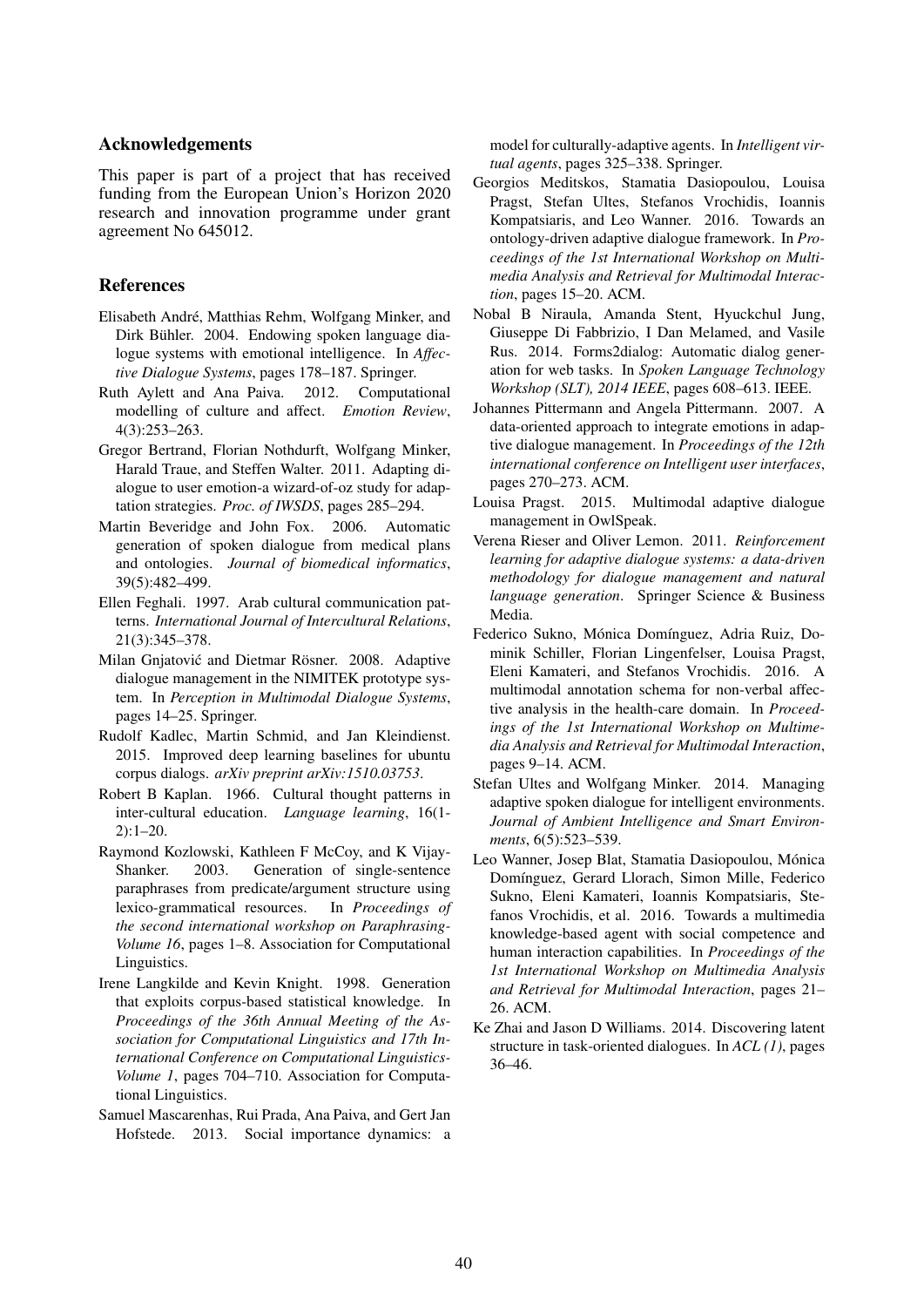## Acknowledgements

This paper is part of a project that has received funding from the European Union's Horizon 2020 research and innovation programme under grant agreement No 645012.

## References

Elisabeth André, Matthias Rehm, Wolfgang Minker, and Dirk Bühler. 2004. Endowing spoken language dialogue systems with emotional intelligence. In *Affective Dialogue Systems*, pages 178–187. Springer.

Ruth Aylett and Ana Paiva. 2012. Computational modelling of culture and affect. *Emotion Review*, 4(3):253–263.

Gregor Bertrand, Florian Nothdurft, Wolfgang Minker, Harald Traue, and Steffen Walter. 2011. Adapting dialogue to user emotion-a wizard-of-oz study for adaptation strategies. *Proc. of IWSDS*, pages 285–294.

Martin Beveridge and John Fox. 2006. Automatic generation of spoken dialogue from medical plans and ontologies. *Journal of biomedical informatics*, 39(5):482–499.

Ellen Feghali. 1997. Arab cultural communication patterns. *International Journal of Intercultural Relations*, 21(3):345–378.

Milan Gnjatović and Dietmar Rösner. 2008. Adaptive dialogue management in the NIMITEK prototype system. In *Perception in Multimodal Dialogue Systems*, pages 14–25. Springer.

Rudolf Kadlec, Martin Schmid, and Jan Kleindienst. 2015. Improved deep learning baselines for ubuntu corpus dialogs. *arXiv preprint arXiv:1510.03753*.

Robert B Kaplan. 1966. Cultural thought patterns in inter-cultural education. *Language learning*, 16(1-2):1–20.

Raymond Kozlowski, Kathleen F McCoy, and K Vijay-Shanker. 2003. Generation of single-sentence paraphrases from predicate/argument structure using lexico-grammatical resources. In *Proceedings of the second international workshop on Paraphrasing-Volume 16*, pages 1–8. Association for Computational Linguistics.

Irene Langkilde and Kevin Knight. 1998. Generation that exploits corpus-based statistical knowledge. In *Proceedings of the 36th Annual Meeting of the Association for Computational Linguistics and 17th International Conference on Computational Linguistics-Volume 1*, pages 704–710. Association for Computational Linguistics.

Samuel Mascarenhas, Rui Prada, Ana Paiva, and Gert Jan Hofstede. 2013. Social importance dynamics: a model for culturally-adaptive agents. In *Intelligent virtual agents*, pages 325–338. Springer.

Georgios Meditskos, Stamatia Dasiopoulou, Louisa Pragst, Stefan Ultes, Stefanos Vrochidis, Ioannis Kompatsiaris, and Leo Wanner. 2016. Towards an ontology-driven adaptive dialogue framework. In *Proceedings of the 1st International Workshop on Multimedia Analysis and Retrieval for Multimodal Interaction*, pages 15–20. ACM.

Nobal B Niraula, Amanda Stent, Hyuckchul Jung, Giuseppe Di Fabbrizio, I Dan Melamed, and Vasile Rus. 2014. Forms2dialog: Automatic dialog generation for web tasks. In *Spoken Language Technology Workshop (SLT), 2014 IEEE*, pages 608–613. IEEE.

Johannes Pittermann and Angela Pittermann. 2007. A data-oriented approach to integrate emotions in adaptive dialogue management. In *Proceedings of the 12th international conference on Intelligent user interfaces*, pages 270–273. ACM.

Louisa Pragst. 2015. Multimodal adaptive dialogue management in OwlSpeak.

Verena Rieser and Oliver Lemon. 2011. *Reinforcement learning for adaptive dialogue systems: a data-driven methodology for dialogue management and natural language generation*. Springer Science & Business Media.

Federico Sukno, Mónica Domínguez, Adria Ruiz, Dominik Schiller, Florian Lingenfelser, Louisa Pragst, Eleni Kamateri, and Stefanos Vrochidis. 2016. A multimodal annotation schema for non-verbal affective analysis in the health-care domain. In *Proceedings of the 1st International Workshop on Multimedia Analysis and Retrieval for Multimodal Interaction*, pages 9–14. ACM.

Stefan Ultes and Wolfgang Minker. 2014. Managing adaptive spoken dialogue for intelligent environments. *Journal of Ambient Intelligence and Smart Environments*, 6(5):523–539.

Leo Wanner, Josep Blat, Stamatia Dasiopoulou, Mónica Domínguez, Gerard Llorach, Simon Mille, Federico Sukno, Eleni Kamateri, Ioannis Kompatsiaris, Stefanos Vrochidis, et al. 2016. Towards a multimedia knowledge-based agent with social competence and human interaction capabilities. In *Proceedings of the 1st International Workshop on Multimedia Analysis and Retrieval for Multimodal Interaction*, pages 21–26. ACM.

Ke Zhai and Jason D Williams. 2014. Discovering latent structure in task-oriented dialogues. In *ACL (1)*, pages 36–46.